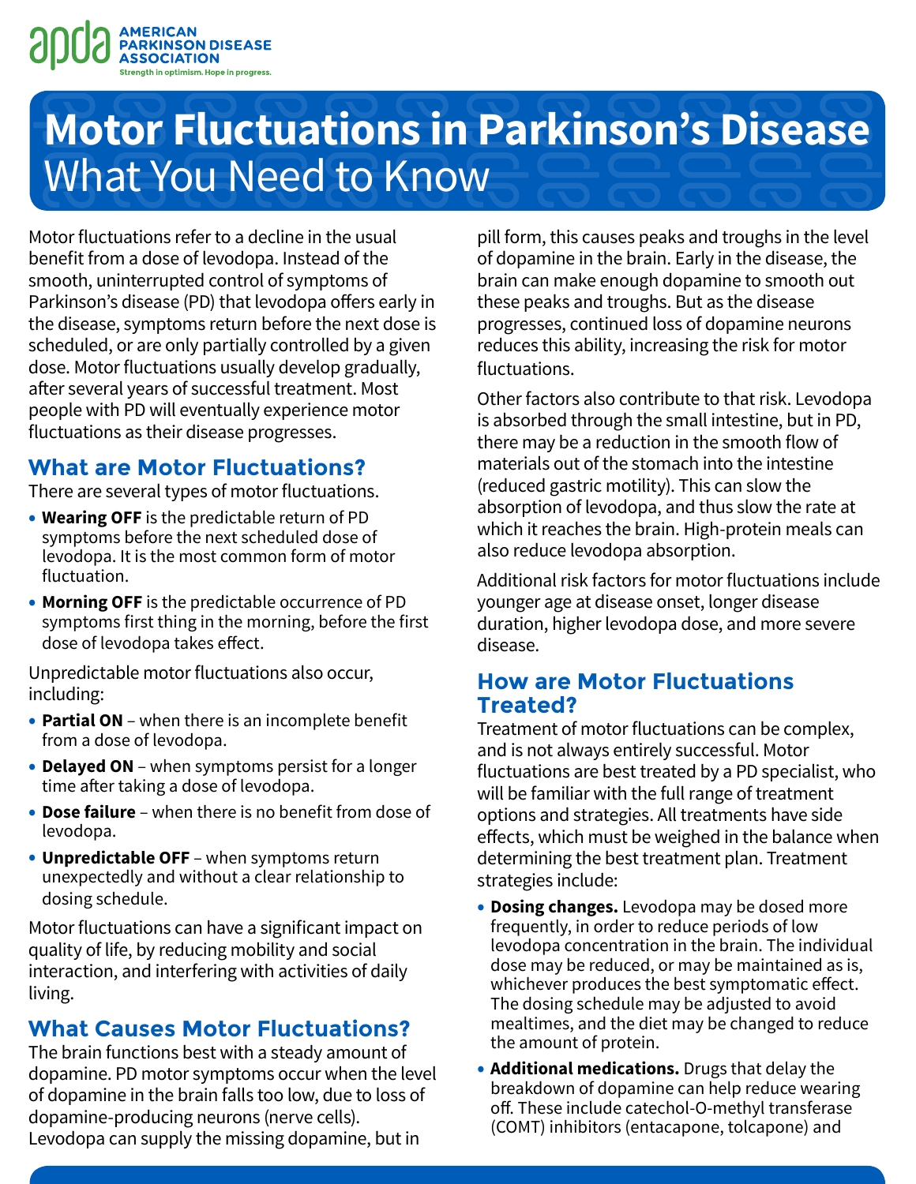AMERICAN PARKINSON DISEASE ASSOCIATION
Strength in optimism. Hope in progress.

# Motor Fluctuations in Parkinson's Disease What You Need to Know

Motor fluctuations refer to a decline in the usual benefit from a dose of levodopa. Instead of the smooth, uninterrupted control of symptoms of Parkinson's disease (PD) that levodopa offers early in the disease, symptoms return before the next dose is scheduled, or are only partially controlled by a given dose. Motor fluctuations usually develop gradually, after several years of successful treatment. Most people with PD will eventually experience motor fluctuations as their disease progresses.

## What are Motor Fluctuations?

There are several types of motor fluctuations.

- **Wearing OFF** is the predictable return of PD symptoms before the next scheduled dose of levodopa. It is the most common form of motor fluctuation.
- **Morning OFF** is the predictable occurrence of PD symptoms first thing in the morning, before the first dose of levodopa takes effect.

Unpredictable motor fluctuations also occur, including:

- **Partial ON** – when there is an incomplete benefit from a dose of levodopa.
- **Delayed ON** – when symptoms persist for a longer time after taking a dose of levodopa.
- **Dose failure** – when there is no benefit from dose of levodopa.
- **Unpredictable OFF** – when symptoms return unexpectedly and without a clear relationship to dosing schedule.

Motor fluctuations can have a significant impact on quality of life, by reducing mobility and social interaction, and interfering with activities of daily living.

## What Causes Motor Fluctuations?

The brain functions best with a steady amount of dopamine. PD motor symptoms occur when the level of dopamine in the brain falls too low, due to loss of dopamine-producing neurons (nerve cells). Levodopa can supply the missing dopamine, but in pill form, this causes peaks and troughs in the level of dopamine in the brain. Early in the disease, the brain can make enough dopamine to smooth out these peaks and troughs. But as the disease progresses, continued loss of dopamine neurons reduces this ability, increasing the risk for motor fluctuations.

Other factors also contribute to that risk. Levodopa is absorbed through the small intestine, but in PD, there may be a reduction in the smooth flow of materials out of the stomach into the intestine (reduced gastric motility). This can slow the absorption of levodopa, and thus slow the rate at which it reaches the brain. High-protein meals can also reduce levodopa absorption.

Additional risk factors for motor fluctuations include younger age at disease onset, longer disease duration, higher levodopa dose, and more severe disease.

## How are Motor Fluctuations Treated?

Treatment of motor fluctuations can be complex, and is not always entirely successful. Motor fluctuations are best treated by a PD specialist, who will be familiar with the full range of treatment options and strategies. All treatments have side effects, which must be weighed in the balance when determining the best treatment plan. Treatment strategies include:

- **Dosing changes.** Levodopa may be dosed more frequently, in order to reduce periods of low levodopa concentration in the brain. The individual dose may be reduced, or may be maintained as is, whichever produces the best symptomatic effect. The dosing schedule may be adjusted to avoid mealtimes, and the diet may be changed to reduce the amount of protein.
- **Additional medications.** Drugs that delay the breakdown of dopamine can help reduce wearing off. These include catechol-O-methyl transferase (COMT) inhibitors (entacapone, tolcapone) and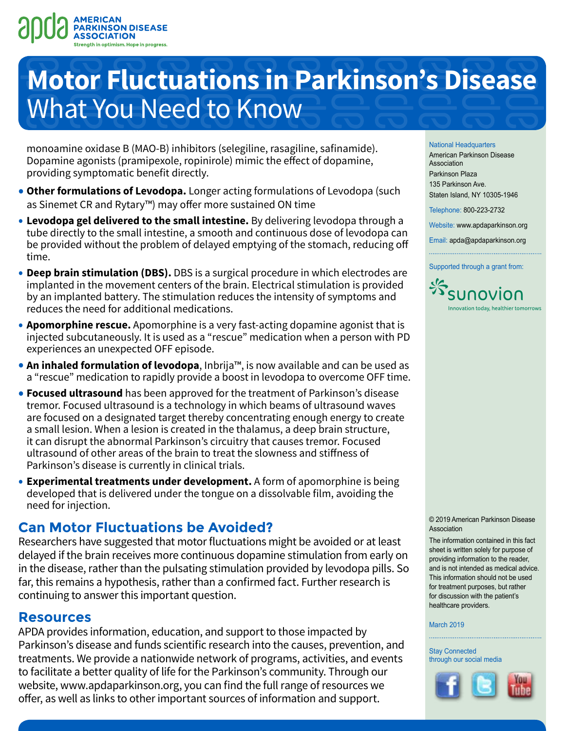# Motor Fluctuations in Parkinson's Disease

## What You Need to Know

monoamine oxidase B (MAO-B) inhibitors (selegiline, rasagiline, safinamide). Dopamine agonists (pramipexole, ropinirole) mimic the effect of dopamine, providing symptomatic benefit directly.

- **Other formulations of Levodopa.** Longer acting formulations of Levodopa (such as Sinemet CR and Rytary™) may offer more sustained ON time
- **Levodopa gel delivered to the small intestine.** By delivering levodopa through a tube directly to the small intestine, a smooth and continuous dose of levodopa can be provided without the problem of delayed emptying of the stomach, reducing off time.
- **Deep brain stimulation (DBS).** DBS is a surgical procedure in which electrodes are implanted in the movement centers of the brain. Electrical stimulation is provided by an implanted battery. The stimulation reduces the intensity of symptoms and reduces the need for additional medications.
- **Apomorphine rescue.** Apomorphine is a very fast-acting dopamine agonist that is injected subcutaneously. It is used as a "rescue" medication when a person with PD experiences an unexpected OFF episode.
- **An inhaled formulation of levodopa**, Inbrija™, is now available and can be used as a "rescue" medication to rapidly provide a boost in levodopa to overcome OFF time.
- **Focused ultrasound** has been approved for the treatment of Parkinson's disease tremor. Focused ultrasound is a technology in which beams of ultrasound waves are focused on a designated target thereby concentrating enough energy to create a small lesion. When a lesion is created in the thalamus, a deep brain structure, it can disrupt the abnormal Parkinson's circuitry that causes tremor. Focused ultrasound of other areas of the brain to treat the slowness and stiffness of Parkinson's disease is currently in clinical trials.
- **Experimental treatments under development.** A form of apomorphine is being developed that is delivered under the tongue on a dissolvable film, avoiding the need for injection.

## Can Motor Fluctuations be Avoided?

Researchers have suggested that motor fluctuations might be avoided or at least delayed if the brain receives more continuous dopamine stimulation from early on in the disease, rather than the pulsating stimulation provided by levodopa pills. So far, this remains a hypothesis, rather than a confirmed fact. Further research is continuing to answer this important question.

## Resources

APDA provides information, education, and support to those impacted by Parkinson's disease and funds scientific research into the causes, prevention, and treatments. We provide a nationwide network of programs, activities, and events to facilitate a better quality of life for the Parkinson's community. Through our website, www.apdaparkinson.org, you can find the full range of resources we offer, as well as links to other important sources of information and support.

---

National Headquarters
American Parkinson Disease Association
Parkinson Plaza
135 Parkinson Ave.
Staten Island, NY 10305-1946

Telephone: 800-223-2732

Website: www.apdaparkinson.org

Email: apda@apdaparkinson.org

Supported through a grant from:
sunovion
Innovation today, healthier tomorrows

© 2019 American Parkinson Disease Association

The information contained in this fact sheet is written solely for purpose of providing information to the reader, and is not intended as medical advice. This information should not be used for treatment purposes, but rather for discussion with the patient's healthcare providers.

March 2019

Stay Connected through our social media